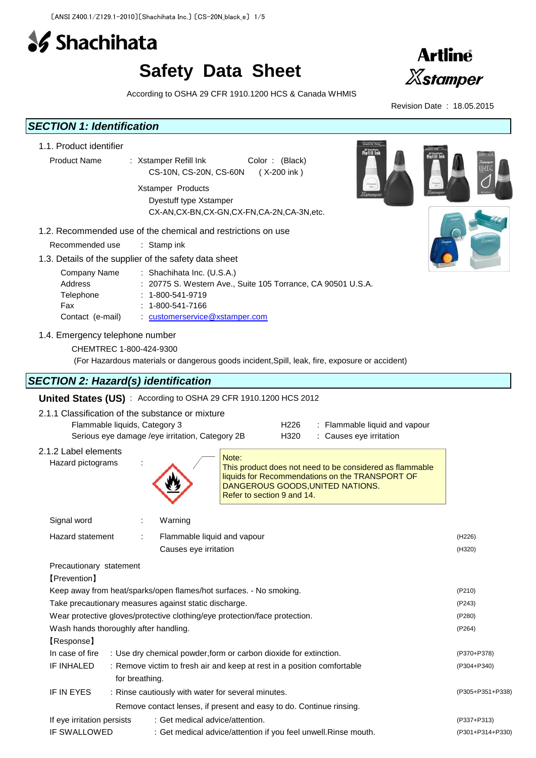# Shachihata

# Safety Data Sheet

**Artline Xstamper**

According to OSHA 29 CFR 1910.1200 HCS & Canada WHMIS

Revision Date : 18.05.2015

## *SECTION 1: Identification*

### 1.1. Product identifier

Product Name : Xstamper Refill Ink Color : (Black)
CS-10N, CS-20N, CS-60N ( X-200 ink )

Xstamper Products
Dyestuff type Xstamper
CX-AN,CX-BN,CX-GN,CX-FN,CA-2N,CA-3N,etc.

### 1.2. Recommended use of the chemical and restrictions on use

Recommended use : Stamp ink

### 1.3. Details of the supplier of the safety data sheet

| | |
|---|---|
| Company Name | : Shachihata Inc. (U.S.A.) |
| Address | : 20775 S. Western Ave., Suite 105 Torrance, CA 90501 U.S.A. |
| Telephone | : 1-800-541-9719 |
| Fax | : 1-800-541-7166 |
| Contact (e-mail) | : customerservice@xstamper.com |

### 1.4. Emergency telephone number

CHEMTREC 1-800-424-9300
(For Hazardous materials or dangerous goods incident,Spill, leak, fire, exposure or accident)

## *SECTION 2: Hazard(s) identification*

**United States (US)** : According to OSHA 29 CFR 1910.1200 HCS 2012

### 2.1.1 Classification of the substance or mixture

| | | |
|---|---|---|
| Flammable liquids, Category 3 | H226 | : Flammable liquid and vapour |
| Serious eye damage /eye irritation, Category 2B | H320 | : Causes eye irritation |

### 2.1.2 Label elements

Hazard pictograms :

Note:
This product does not need to be considered as flammable liquids for Recommendations on the TRANSPORT OF DANGEROUS GOODS,UNITED NATIONS.
Refer to section 9 and 14.

Signal word : Warning

Hazard statement : Flammable liquid and vapour (H226)
Causes eye irritation (H320)

Precautionary statement

【Prevention】

| | |
|---|---|
| Keep away from heat/sparks/open flames/hot surfaces. - No smoking. | (P210) |
| Take precautionary measures against static discharge. | (P243) |
| Wear protective gloves/protective clothing/eye protection/face protection. | (P280) |
| Wash hands thoroughly after handling. | (P264) |

【Response】

| | | |
|---|---|---|
| In case of fire | : Use dry chemical powder,form or carbon dioxide for extinction. | (P370+P378) |
| IF INHALED | : Remove victim to fresh air and keep at rest in a position comfortable for breathing. | (P304+P340) |
| IF IN EYES | : Rinse cautiously with water for several minutes. Remove contact lenses, if present and easy to do. Continue rinsing. | (P305+P351+P338) |
| If eye irritation persists | : Get medical advice/attention. | (P337+P313) |
| IF SWALLOWED | : Get medical advice/attention if you feel unwell.Rinse mouth. | (P301+P314+P330) |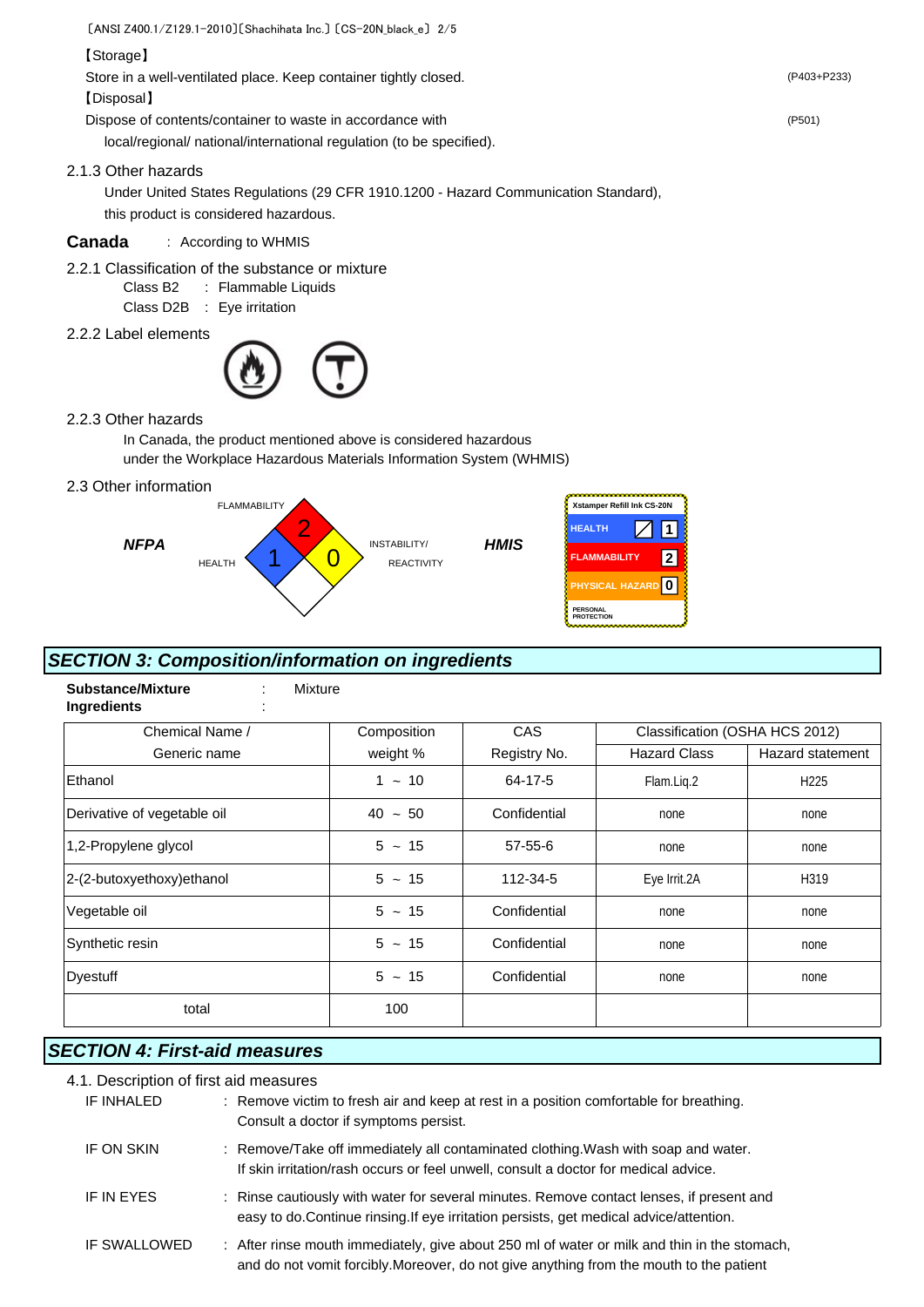【Storage】

Store in a well-ventilated place. Keep container tightly closed. (P403+P233)

【Disposal】

Dispose of contents/container to waste in accordance with local/regional/ national/international regulation (to be specified). (P501)

2.1.3 Other hazards

Under United States Regulations (29 CFR 1910.1200 - Hazard Communication Standard), this product is considered hazardous.

**Canada** : According to WHMIS

2.2.1 Classification of the substance or mixture

Class B2 : Flammable Liquids

Class D2B : Eye irritation

2.2.2 Label elements

2.2.3 Other hazards

In Canada, the product mentioned above is considered hazardous under the Workplace Hazardous Materials Information System (WHMIS)

2.3 Other information

***NFPA***

FLAMMABILITY 2, HEALTH 1, INSTABILITY/REACTIVITY 0

***HMIS***

Xstamper Refill Ink CS-20N

| | |
|---|---|
| HEALTH | / 1 |
| FLAMMABILITY | 2 |
| PHYSICAL HAZARD | 0 |
| PERSONAL PROTECTION | |

## *SECTION 3: Composition/information on ingredients*

**Substance/Mixture** : Mixture

**Ingredients** :

| Chemical Name / Generic name | Composition weight % | CAS Registry No. | Classification (OSHA HCS 2012) | |
|---|---|---|---|---|
| | | | Hazard Class | Hazard statement |
| Ethanol | 1 ~ 10 | 64-17-5 | Flam.Liq.2 | H225 |
| Derivative of vegetable oil | 40 ~ 50 | Confidential | none | none |
| 1,2-Propylene glycol | 5 ~ 15 | 57-55-6 | none | none |
| 2-(2-butoxyethoxy)ethanol | 5 ~ 15 | 112-34-5 | Eye Irrit.2A | H319 |
| Vegetable oil | 5 ~ 15 | Confidential | none | none |
| Synthetic resin | 5 ~ 15 | Confidential | none | none |
| Dyestuff | 5 ~ 15 | Confidential | none | none |
| total | 100 | | | |

## *SECTION 4: First-aid measures*

4.1. Description of first aid measures

IF INHALED : Remove victim to fresh air and keep at rest in a position comfortable for breathing. Consult a doctor if symptoms persist.

IF ON SKIN : Remove/Take off immediately all contaminated clothing.Wash with soap and water. If skin irritation/rash occurs or feel unwell, consult a doctor for medical advice.

IF IN EYES : Rinse cautiously with water for several minutes. Remove contact lenses, if present and easy to do.Continue rinsing.If eye irritation persists, get medical advice/attention.

IF SWALLOWED : After rinse mouth immediately, give about 250 ml of water or milk and thin in the stomach, and do not vomit forcibly.Moreover, do not give anything from the mouth to the patient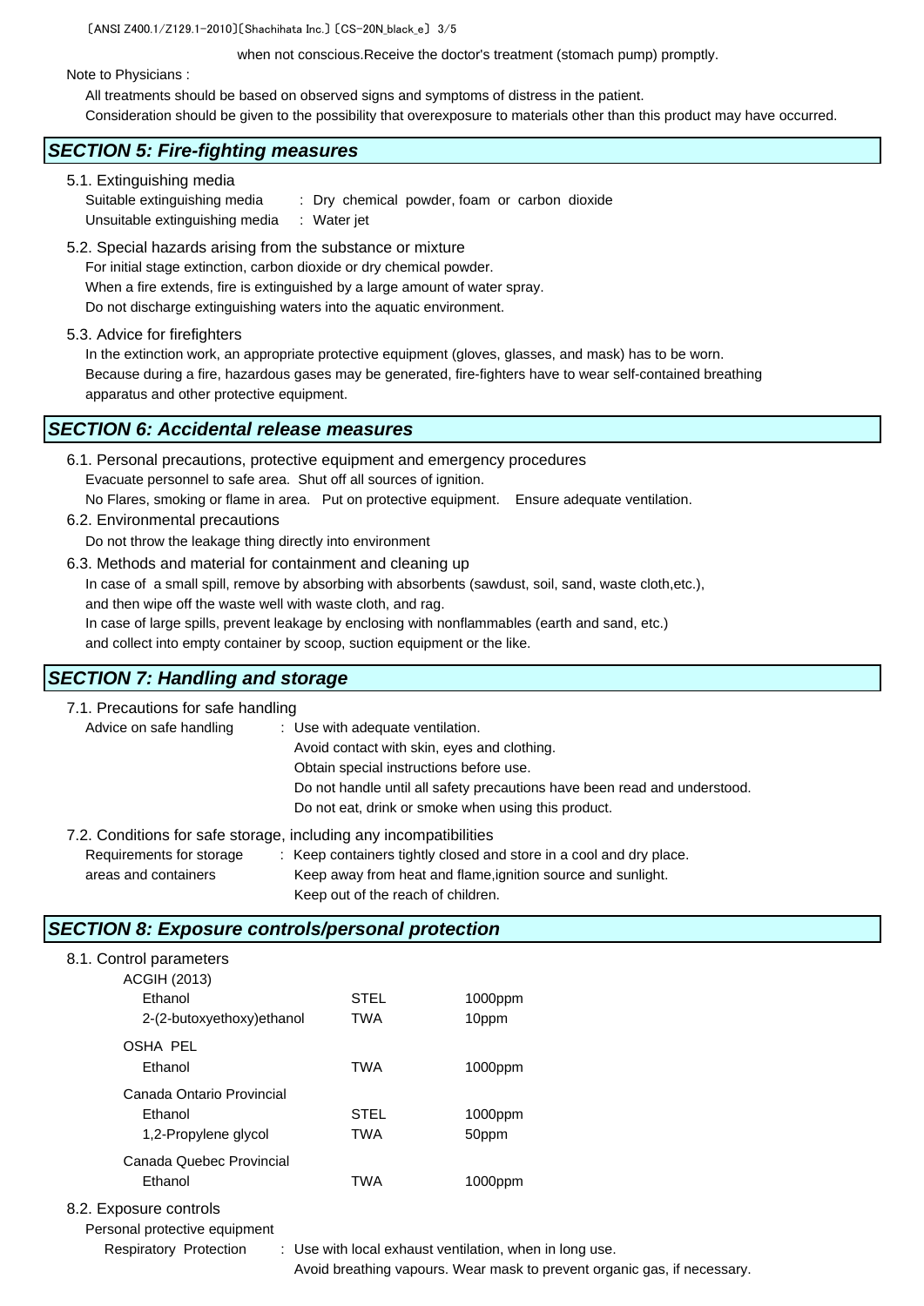when not conscious.Receive the doctor's treatment (stomach pump) promptly.

Note to Physicians :

All treatments should be based on observed signs and symptoms of distress in the patient.
Consideration should be given to the possibility that overexposure to materials other than this product may have occurred.

## SECTION 5: Fire-fighting measures

5.1. Extinguishing media

Suitable extinguishing media : Dry chemical powder, foam or carbon dioxide
Unsuitable extinguishing media : Water jet

5.2. Special hazards arising from the substance or mixture

For initial stage extinction, carbon dioxide or dry chemical powder.
When a fire extends, fire is extinguished by a large amount of water spray.
Do not discharge extinguishing waters into the aquatic environment.

5.3. Advice for firefighters

In the extinction work, an appropriate protective equipment (gloves, glasses, and mask) has to be worn.
Because during a fire, hazardous gases may be generated, fire-fighters have to wear self-contained breathing apparatus and other protective equipment.

## SECTION 6: Accidental release measures

6.1. Personal precautions, protective equipment and emergency procedures

Evacuate personnel to safe area. Shut off all sources of ignition.
No Flares, smoking or flame in area. Put on protective equipment. Ensure adequate ventilation.

6.2. Environmental precautions

Do not throw the leakage thing directly into environment

6.3. Methods and material for containment and cleaning up

In case of a small spill, remove by absorbing with absorbents (sawdust, soil, sand, waste cloth,etc.), and then wipe off the waste well with waste cloth, and rag.
In case of large spills, prevent leakage by enclosing with nonflammables (earth and sand, etc.) and collect into empty container by scoop, suction equipment or the like.

## SECTION 7: Handling and storage

7.1. Precautions for safe handling

Advice on safe handling : Use with adequate ventilation.
Avoid contact with skin, eyes and clothing.
Obtain special instructions before use.
Do not handle until all safety precautions have been read and understood.
Do not eat, drink or smoke when using this product.

7.2. Conditions for safe storage, including any incompatibilities

Requirements for storage areas and containers : Keep containers tightly closed and store in a cool and dry place.
Keep away from heat and flame,ignition source and sunlight.
Keep out of the reach of children.

## SECTION 8: Exposure controls/personal protection

8.1. Control parameters

| | | |
|---|---|---|
| **ACGIH (2013)** | | |
| Ethanol | STEL | 1000ppm |
| 2-(2-butoxyethoxy)ethanol | TWA | 10ppm |
| **OSHA PEL** | | |
| Ethanol | TWA | 1000ppm |
| **Canada Ontario Provincial** | | |
| Ethanol | STEL | 1000ppm |
| 1,2-Propylene glycol | TWA | 50ppm |
| **Canada Quebec Provincial** | | |
| Ethanol | TWA | 1000ppm |

8.2. Exposure controls

Personal protective equipment

Respiratory Protection : Use with local exhaust ventilation, when in long use.
Avoid breathing vapours. Wear mask to prevent organic gas, if necessary.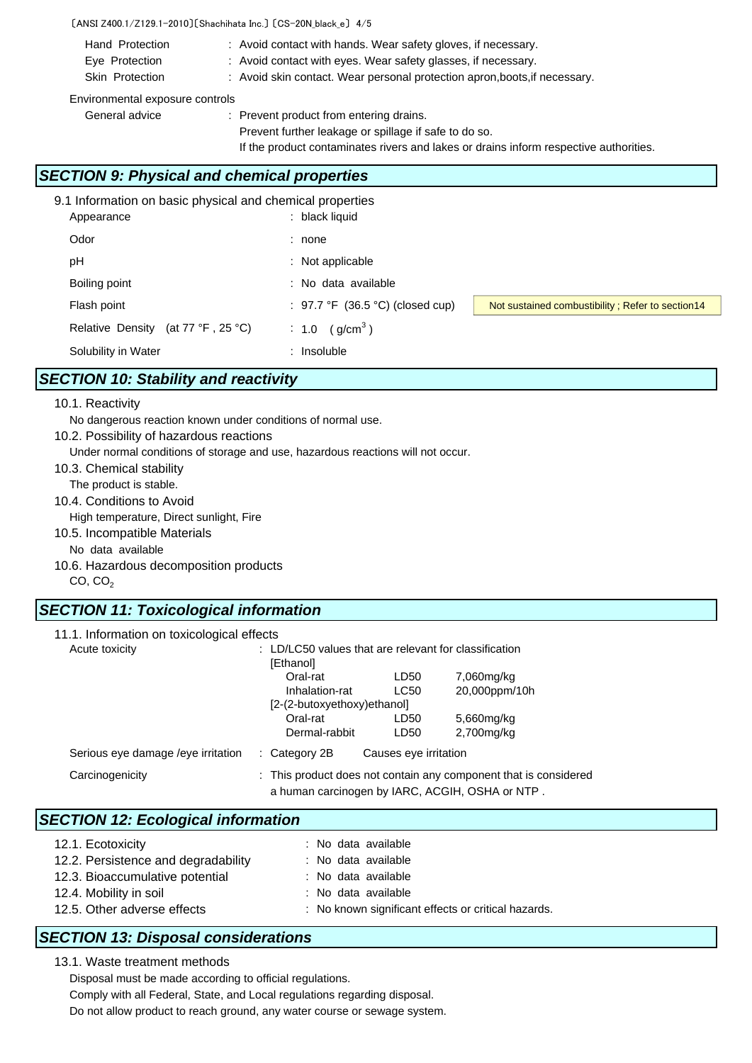| | |
|---|---|
| Hand Protection | : Avoid contact with hands. Wear safety gloves, if necessary. |
| Eye Protection | : Avoid contact with eyes. Wear safety glasses, if necessary. |
| Skin Protection | : Avoid skin contact. Wear personal protection apron,boots,if necessary. |

Environmental exposure controls

| | |
|---|---|
| General advice | : Prevent product from entering drains.<br>Prevent further leakage or spillage if safe to do so.<br>If the product contaminates rivers and lakes or drains inform respective authorities. |

## *SECTION 9: Physical and chemical properties*

9.1 Information on basic physical and chemical properties

| | | |
|---|---|---|
| Appearance | : black liquid | |
| Odor | : none | |
| pH | : Not applicable | |
| Boiling point | : No data available | |
| Flash point | : 97.7 °F (36.5 °C) (closed cup) | Not sustained combustibility ; Refer to section14 |
| Relative Density (at 77 °F , 25 °C) | : 1.0 ( $g/cm^3$ ) | |
| Solubility in Water | : Insoluble | |

## *SECTION 10: Stability and reactivity*

10.1. Reactivity

No dangerous reaction known under conditions of normal use.

10.2. Possibility of hazardous reactions

Under normal conditions of storage and use, hazardous reactions will not occur.

10.3. Chemical stability

The product is stable.

10.4. Conditions to Avoid

High temperature, Direct sunlight, Fire

10.5. Incompatible Materials

No data available

10.6. Hazardous decomposition products

CO, $CO_2$

## *SECTION 11: Toxicological information*

11.1. Information on toxicological effects

Acute toxicity : LD/LC50 values that are relevant for classification

| | | |
|---|---|---|
| [Ethanol] | | |
| Oral-rat | LD50 | 7,060mg/kg |
| Inhalation-rat | LC50 | 20,000ppm/10h |
| [2-(2-butoxyethoxy)ethanol] | | |
| Oral-rat | LD50 | 5,660mg/kg |
| Dermal-rabbit | LD50 | 2,700mg/kg |

Serious eye damage /eye irritation : Category 2B Causes eye irritation

Carcinogenicity : This product does not contain any component that is considered a human carcinogen by IARC, ACGIH, OSHA or NTP .

## *SECTION 12: Ecological information*

| | |
|---|---|
| 12.1. Ecotoxicity | : No data available |
| 12.2. Persistence and degradability | : No data available |
| 12.3. Bioaccumulative potential | : No data available |
| 12.4. Mobility in soil | : No data available |
| 12.5. Other adverse effects | : No known significant effects or critical hazards. |

## *SECTION 13: Disposal considerations*

13.1. Waste treatment methods

Disposal must be made according to official regulations.

Comply with all Federal, State, and Local regulations regarding disposal.

Do not allow product to reach ground, any water course or sewage system.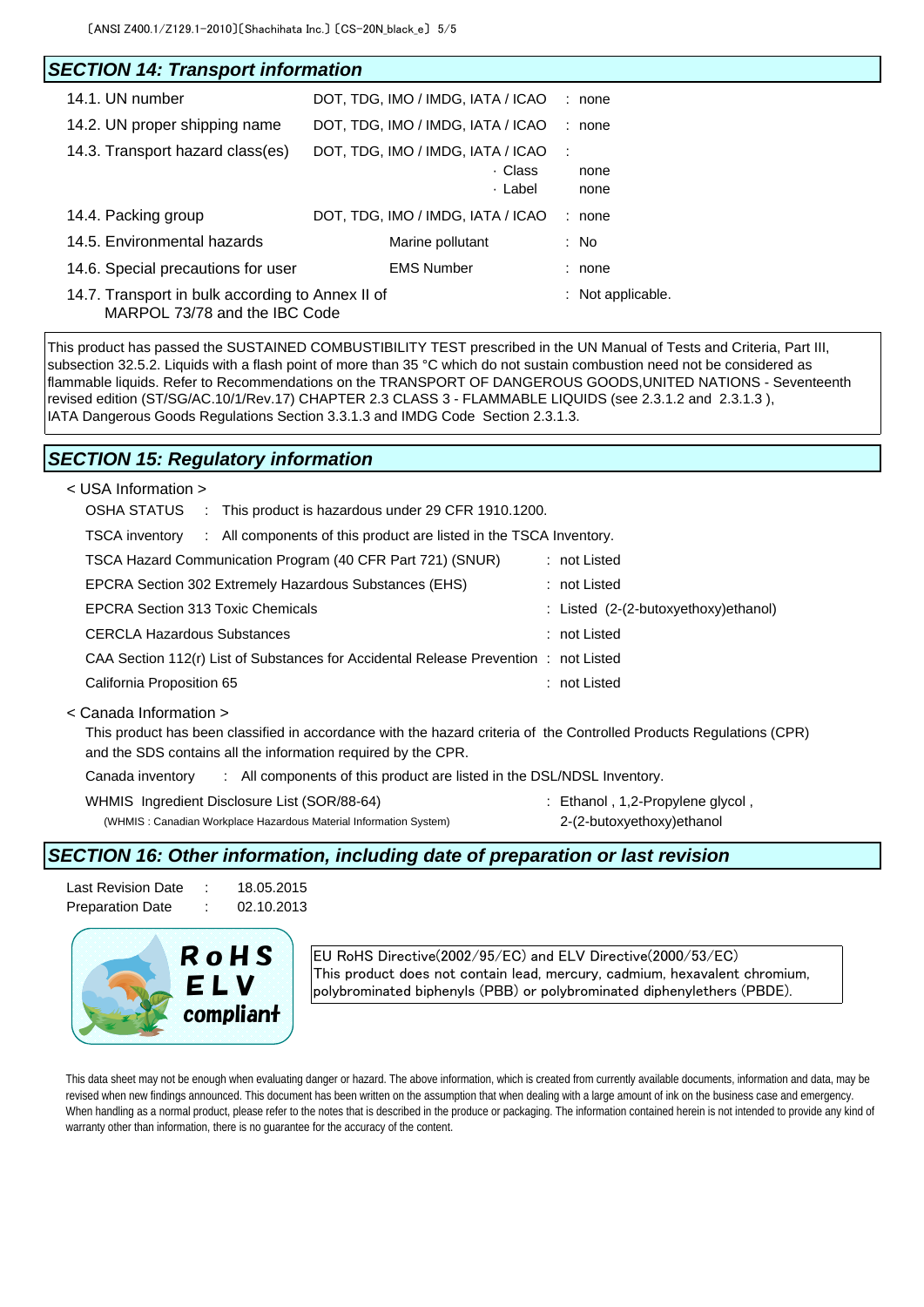## SECTION 14: Transport information

| | | |
|---|---|---|
| 14.1. UN number | DOT, TDG, IMO / IMDG, IATA / ICAO | : none |
| 14.2. UN proper shipping name | DOT, TDG, IMO / IMDG, IATA / ICAO | : none |
| 14.3. Transport hazard class(es) | DOT, TDG, IMO / IMDG, IATA / ICAO | : |
| | · Class | none |
| | · Label | none |
| 14.4. Packing group | DOT, TDG, IMO / IMDG, IATA / ICAO | : none |
| 14.5. Environmental hazards | Marine pollutant | : No |
| 14.6. Special precautions for user | EMS Number | : none |
| 14.7. Transport in bulk according to Annex II of MARPOL 73/78 and the IBC Code | | : Not applicable. |

This product has passed the SUSTAINED COMBUSTIBILITY TEST prescribed in the UN Manual of Tests and Criteria, Part III, subsection 32.5.2. Liquids with a flash point of more than 35 °C which do not sustain combustion need not be considered as flammable liquids. Refer to Recommendations on the TRANSPORT OF DANGEROUS GOODS,UNITED NATIONS - Seventeenth revised edition (ST/SG/AC.10/1/Rev.17) CHAPTER 2.3 CLASS 3 - FLAMMABLE LIQUIDS (see 2.3.1.2 and 2.3.1.3 ), IATA Dangerous Goods Regulations Section 3.3.1.3 and IMDG Code Section 2.3.1.3.

## SECTION 15: Regulatory information

< USA Information >

OSHA STATUS : This product is hazardous under 29 CFR 1910.1200.

TSCA inventory : All components of this product are listed in the TSCA Inventory.

| | |
|---|---|
| TSCA Hazard Communication Program (40 CFR Part 721) (SNUR) | : not Listed |
| EPCRA Section 302 Extremely Hazardous Substances (EHS) | : not Listed |
| EPCRA Section 313 Toxic Chemicals | : Listed (2-(2-butoxyethoxy)ethanol) |
| CERCLA Hazardous Substances | : not Listed |
| CAA Section 112(r) List of Substances for Accidental Release Prevention | : not Listed |
| California Proposition 65 | : not Listed |

< Canada Information >

This product has been classified in accordance with the hazard criteria of the Controlled Products Regulations (CPR) and the SDS contains all the information required by the CPR.

Canada inventory : All components of this product are listed in the DSL/NDSL Inventory.

WHMIS Ingredient Disclosure List (SOR/88-64) : Ethanol , 1,2-Propylene glycol , 2-(2-butoxyethoxy)ethanol

(WHMIS : Canadian Workplace Hazardous Material Information System)

## SECTION 16: Other information, including date of preparation or last revision

Last Revision Date : 18.05.2015

Preparation Date : 02.10.2013

RoHS ELV compliant

EU RoHS Directive(2002/95/EC) and ELV Directive(2000/53/EC)
This product does not contain lead, mercury, cadmium, hexavalent chromium, polybrominated biphenyls (PBB) or polybrominated diphenylethers (PBDE).

This data sheet may not be enough when evaluating danger or hazard. The above information, which is created from currently available documents, information and data, may be revised when new findings announced. This document has been written on the assumption that when dealing with a large amount of ink on the business case and emergency. When handling as a normal product, please refer to the notes that is described in the produce or packaging. The information contained herein is not intended to provide any kind of warranty other than information, there is no guarantee for the accuracy of the content.